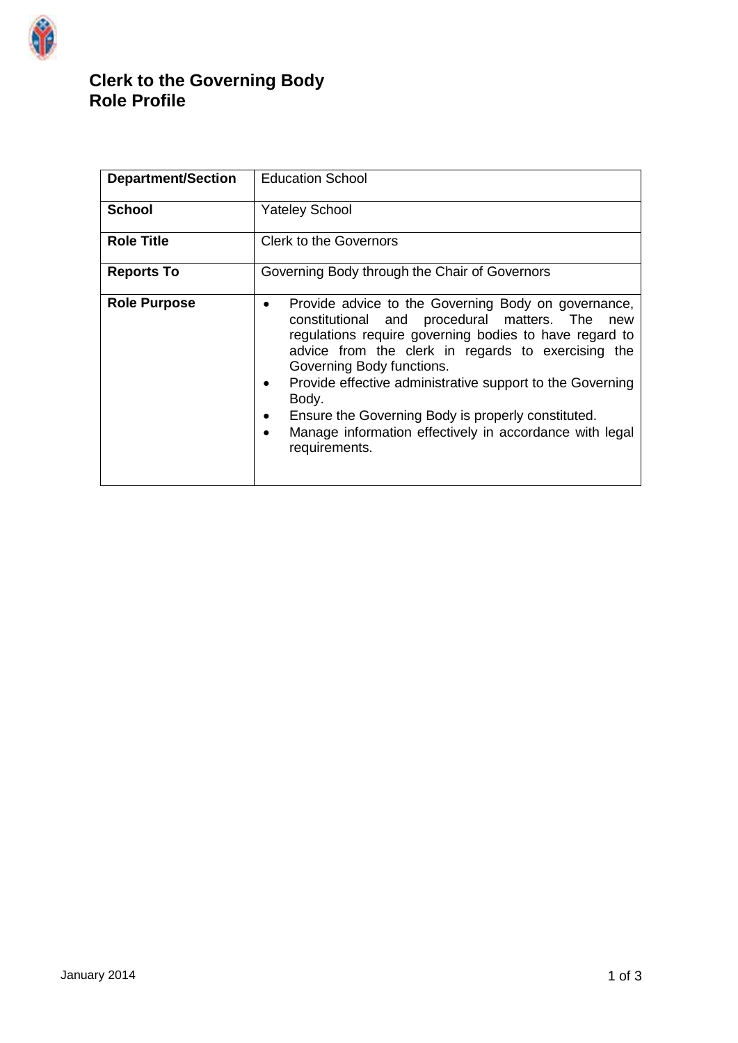# Clerk to the Governing Body
# Role Profile

| Department/Section | Education School |
|---|---|
| **School** | Yateley School |
| **Role Title** | Clerk to the Governors |
| **Reports To** | Governing Body through the Chair of Governors |
| **Role Purpose** | • Provide advice to the Governing Body on governance, constitutional and procedural matters. The new regulations require governing bodies to have regard to advice from the clerk in regards to exercising the Governing Body functions.<br>• Provide effective administrative support to the Governing Body.<br>• Ensure the Governing Body is properly constituted.<br>• Manage information effectively in accordance with legal requirements. |

January 2014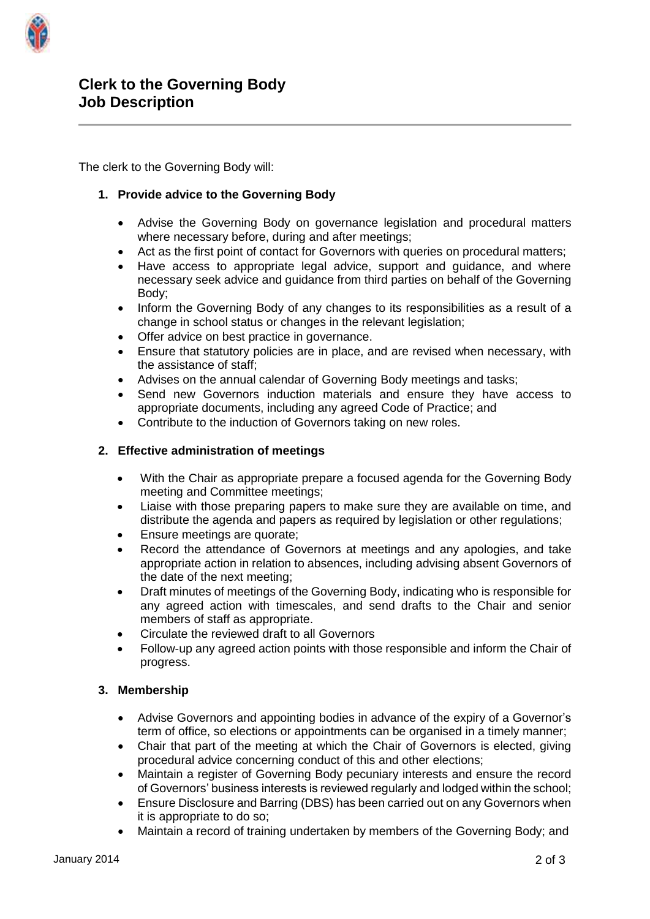# Clerk to the Governing Body Job Description

The clerk to the Governing Body will:

1. **Provide advice to the Governing Body**

   - Advise the Governing Body on governance legislation and procedural matters where necessary before, during and after meetings;
   - Act as the first point of contact for Governors with queries on procedural matters;
   - Have access to appropriate legal advice, support and guidance, and where necessary seek advice and guidance from third parties on behalf of the Governing Body;
   - Inform the Governing Body of any changes to its responsibilities as a result of a change in school status or changes in the relevant legislation;
   - Offer advice on best practice in governance.
   - Ensure that statutory policies are in place, and are revised when necessary, with the assistance of staff;
   - Advises on the annual calendar of Governing Body meetings and tasks;
   - Send new Governors induction materials and ensure they have access to appropriate documents, including any agreed Code of Practice; and
   - Contribute to the induction of Governors taking on new roles.

2. **Effective administration of meetings**

   - With the Chair as appropriate prepare a focused agenda for the Governing Body meeting and Committee meetings;
   - Liaise with those preparing papers to make sure they are available on time, and distribute the agenda and papers as required by legislation or other regulations;
   - Ensure meetings are quorate;
   - Record the attendance of Governors at meetings and any apologies, and take appropriate action in relation to absences, including advising absent Governors of the date of the next meeting;
   - Draft minutes of meetings of the Governing Body, indicating who is responsible for any agreed action with timescales, and send drafts to the Chair and senior members of staff as appropriate.
   - Circulate the reviewed draft to all Governors
   - Follow-up any agreed action points with those responsible and inform the Chair of progress.

3. **Membership**

   - Advise Governors and appointing bodies in advance of the expiry of a Governor's term of office, so elections or appointments can be organised in a timely manner;
   - Chair that part of the meeting at which the Chair of Governors is elected, giving procedural advice concerning conduct of this and other elections;
   - Maintain a register of Governing Body pecuniary interests and ensure the record of Governors' business interests is reviewed regularly and lodged within the school;
   - Ensure Disclosure and Barring (DBS) has been carried out on any Governors when it is appropriate to do so;
   - Maintain a record of training undertaken by members of the Governing Body; and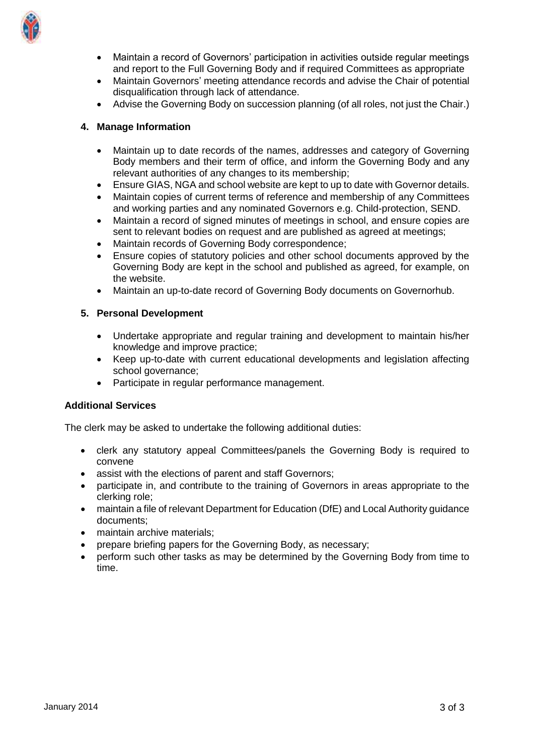- Maintain a record of Governors' participation in activities outside regular meetings and report to the Full Governing Body and if required Committees as appropriate
- Maintain Governors' meeting attendance records and advise the Chair of potential disqualification through lack of attendance.
- Advise the Governing Body on succession planning (of all roles, not just the Chair.)

### 4. Manage Information

- Maintain up to date records of the names, addresses and category of Governing Body members and their term of office, and inform the Governing Body and any relevant authorities of any changes to its membership;
- Ensure GIAS, NGA and school website are kept to up to date with Governor details.
- Maintain copies of current terms of reference and membership of any Committees and working parties and any nominated Governors e.g. Child-protection, SEND.
- Maintain a record of signed minutes of meetings in school, and ensure copies are sent to relevant bodies on request and are published as agreed at meetings;
- Maintain records of Governing Body correspondence;
- Ensure copies of statutory policies and other school documents approved by the Governing Body are kept in the school and published as agreed, for example, on the website.
- Maintain an up-to-date record of Governing Body documents on Governorhub.

### 5. Personal Development

- Undertake appropriate and regular training and development to maintain his/her knowledge and improve practice;
- Keep up-to-date with current educational developments and legislation affecting school governance;
- Participate in regular performance management.

### Additional Services

The clerk may be asked to undertake the following additional duties:

- clerk any statutory appeal Committees/panels the Governing Body is required to convene
- assist with the elections of parent and staff Governors;
- participate in, and contribute to the training of Governors in areas appropriate to the clerking role;
- maintain a file of relevant Department for Education (DfE) and Local Authority guidance documents;
- maintain archive materials;
- prepare briefing papers for the Governing Body, as necessary;
- perform such other tasks as may be determined by the Governing Body from time to time.

January 2014